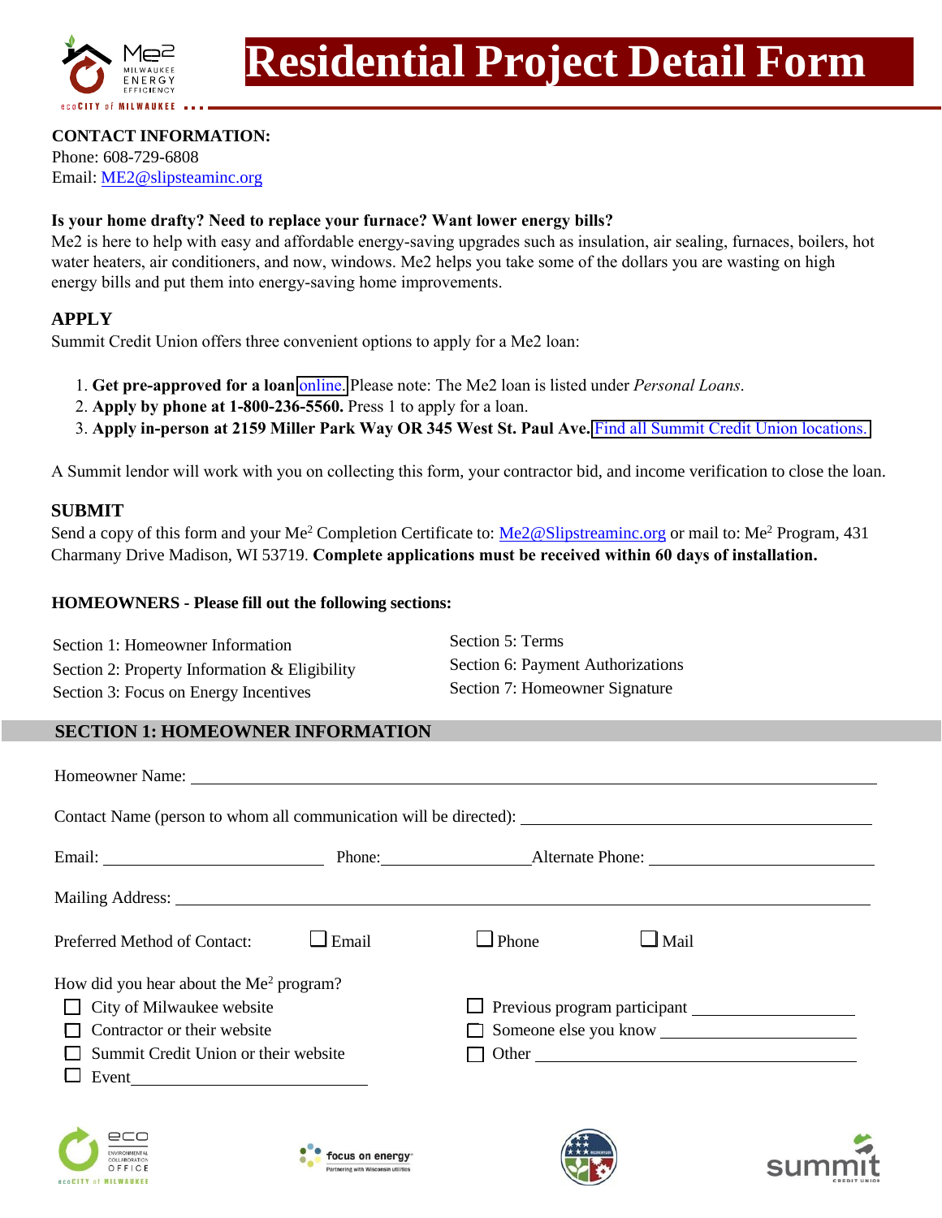# Residential Project Detail Form

**CONTACT INFORMATION:**
Phone: 608-729-6808
Email: ME2@slipsteaminc.org

**Is your home drafty? Need to replace your furnace? Want lower energy bills?**
Me2 is here to help with easy and affordable energy-saving upgrades such as insulation, air sealing, furnaces, boilers, hot water heaters, air conditioners, and now, windows. Me2 helps you take some of the dollars you are wasting on high energy bills and put them into energy-saving home improvements.

## APPLY

Summit Credit Union offers three convenient options to apply for a Me2 loan:

1. **Get pre-approved for a loan** online. Please note: The Me2 loan is listed under *Personal Loans*.
2. **Apply by phone at 1-800-236-5560.** Press 1 to apply for a loan.
3. **Apply in-person at 2159 Miller Park Way OR 345 West St. Paul Ave.** Find all Summit Credit Union locations.

A Summit lendor will work with you on collecting this form, your contractor bid, and income verification to close the loan.

## SUBMIT

Send a copy of this form and your Me$^2$ Completion Certificate to: Me2@Slipstreaminc.org or mail to: Me$^2$ Program, 431 Charmany Drive Madison, WI 53719. **Complete applications must be received within 60 days of installation.**

**HOMEOWNERS - Please fill out the following sections:**

Section 1: Homeowner Information
Section 2: Property Information & Eligibility
Section 3: Focus on Energy Incentives
Section 5: Terms
Section 6: Payment Authorizations
Section 7: Homeowner Signature

## SECTION 1: HOMEOWNER INFORMATION

Homeowner Name: ______________________________

Contact Name (person to whom all communication will be directed): ______________________________

Email: ______________ Phone: ______________ Alternate Phone: ______________

Mailing Address: ______________________________

Preferred Method of Contact: ☐ Email ☐ Phone ☐ Mail

How did you hear about the Me$^2$ program?

☐ City of Milwaukee website
☐ Contractor or their website
☐ Summit Credit Union or their website
☐ Event ______________
☐ Previous program participant ______________
☐ Someone else you know ______________
☐ Other ______________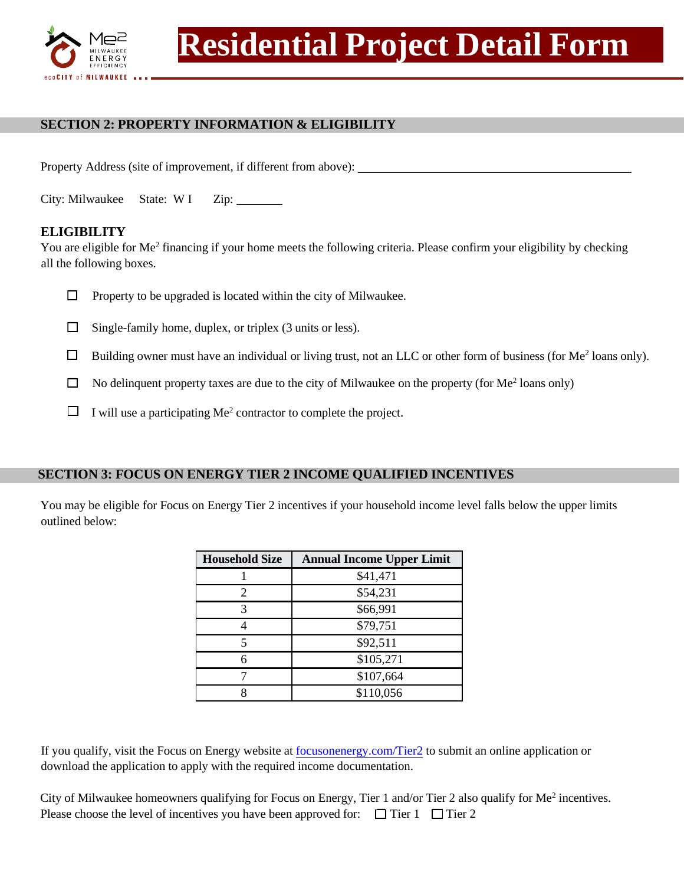// Residential Project Detail Form

## SECTION 2: PROPERTY INFORMATION & ELIGIBILITY

Property Address (site of improvement, if different from above): ______________________________

City: Milwaukee  State: W I  Zip: _______

### ELIGIBILITY

You are eligible for Me[2] financing if your home meets the following criteria. Please confirm your eligibility by checking all the following boxes.

- ☐ Property to be upgraded is located within the city of Milwaukee.
- ☐ Single-family home, duplex, or triplex (3 units or less).
- ☐ Building owner must have an individual or living trust, not an LLC or other form of business (for Me[2] loans only).
- ☐ No delinquent property taxes are due to the city of Milwaukee on the property (for Me[2] loans only)
- ☐ I will use a participating Me[2] contractor to complete the project.

## SECTION 3: FOCUS ON ENERGY TIER 2 INCOME QUALIFIED INCENTIVES

You may be eligible for Focus on Energy Tier 2 incentives if your household income level falls below the upper limits outlined below:

| Household Size | Annual Income Upper Limit |
|---|---|
| 1 | $41,471 |
| 2 | $54,231 |
| 3 | $66,991 |
| 4 | $79,751 |
| 5 | $92,511 |
| 6 | $105,271 |
| 7 | $107,664 |
| 8 | $110,056 |

If you qualify, visit the Focus on Energy website at focusonenergy.com/Tier2 to submit an online application or download the application to apply with the required income documentation.

City of Milwaukee homeowners qualifying for Focus on Energy, Tier 1 and/or Tier 2 also qualify for Me[2] incentives. Please choose the level of incentives you have been approved for: ☐ Tier 1 ☐ Tier 2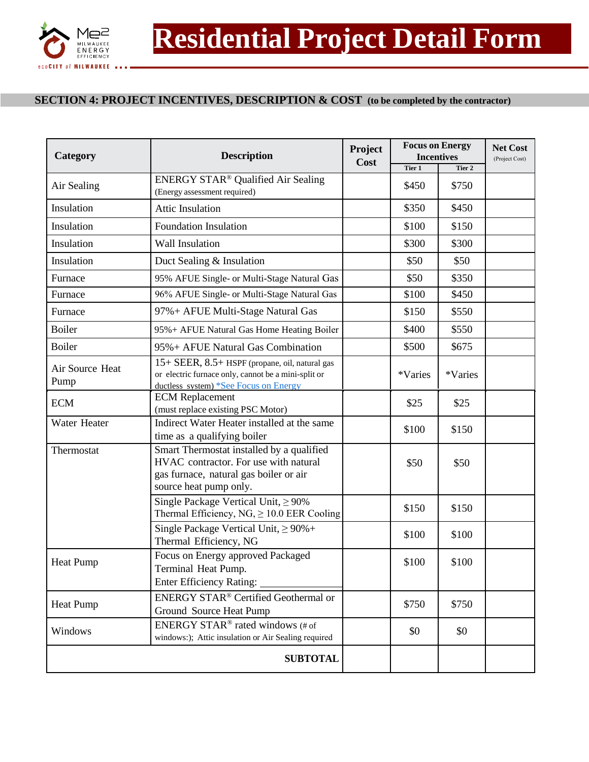# Residential Project Detail Form

## SECTION 4: PROJECT INCENTIVES, DESCRIPTION & COST (to be completed by the contractor)

| Category | Description | Project Cost | Focus on Energy Incentives | | Net Cost (Project Cost) |
|---|---|---|---|---|---|
| | | | Tier 1 | Tier 2 | |
| Air Sealing | ENERGY STAR® Qualified Air Sealing (Energy assessment required) | | $450 | $750 | |
| Insulation | Attic Insulation | | $350 | $450 | |
| Insulation | Foundation Insulation | | $100 | $150 | |
| Insulation | Wall Insulation | | $300 | $300 | |
| Insulation | Duct Sealing & Insulation | | $50 | $50 | |
| Furnace | 95% AFUE Single- or Multi-Stage Natural Gas | | $50 | $350 | |
| Furnace | 96% AFUE Single- or Multi-Stage Natural Gas | | $100 | $450 | |
| Furnace | 97%+ AFUE Multi-Stage Natural Gas | | $150 | $550 | |
| Boiler | 95%+ AFUE Natural Gas Home Heating Boiler | | $400 | $550 | |
| Boiler | 95%+ AFUE Natural Gas Combination | | $500 | $675 | |
| Air Source Heat Pump | 15+ SEER, 8.5+ HSPF (propane, oil, natural gas or electric furnace only, cannot be a mini-split or ductless system) *See Focus on Energy | | *Varies | *Varies | |
| ECM | ECM Replacement (must replace existing PSC Motor) | | $25 | $25 | |
| Water Heater | Indirect Water Heater installed at the same time as a qualifying boiler | | $100 | $150 | |
| Thermostat | Smart Thermostat installed by a qualified HVAC contractor. For use with natural gas furnace, natural gas boiler or air source heat pump only. | | $50 | $50 | |
| | Single Package Vertical Unit, ≥ 90% Thermal Efficiency, NG, ≥ 10.0 EER Cooling | | $150 | $150 | |
| | Single Package Vertical Unit, ≥ 90%+ Thermal Efficiency, NG | | $100 | $100 | |
| Heat Pump | Focus on Energy approved Packaged Terminal Heat Pump. Enter Efficiency Rating: ______ | | $100 | $100 | |
| Heat Pump | ENERGY STAR® Certified Geothermal or Ground Source Heat Pump | | $750 | $750 | |
| Windows | ENERGY STAR® rated windows (# of windows:); Attic insulation or Air Sealing required | | $0 | $0 | |
| | **SUBTOTAL** | | | | |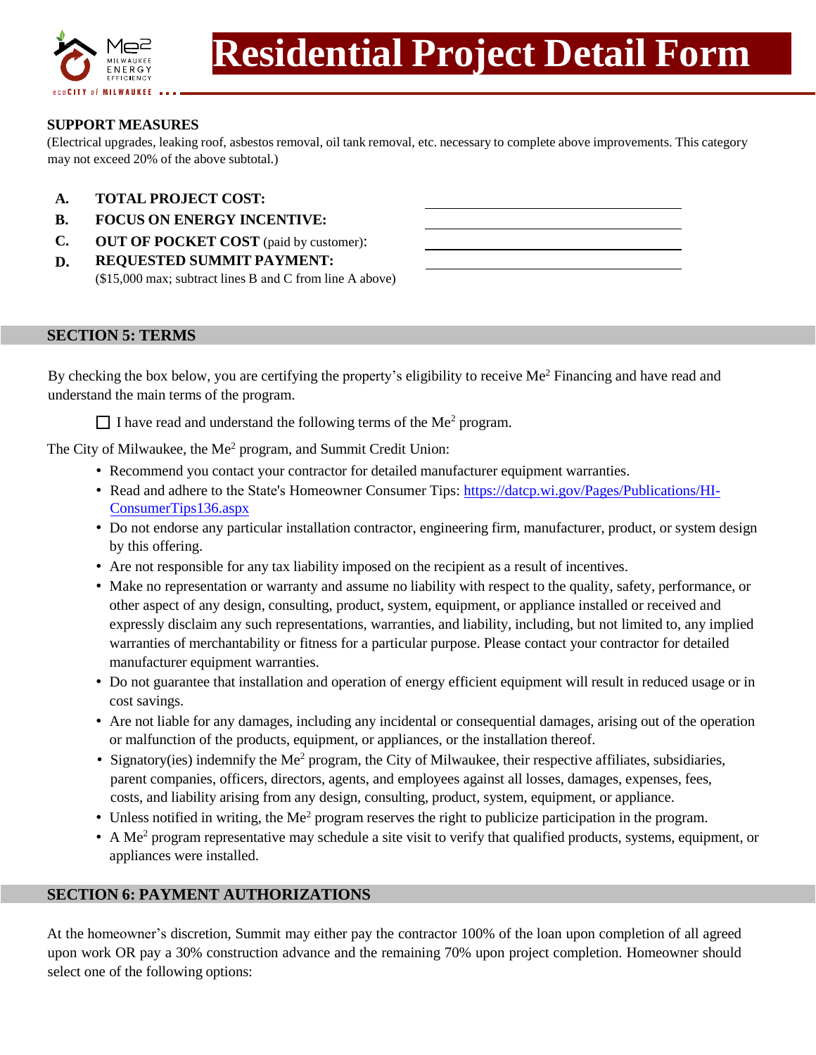# Residential Project Detail Form

**SUPPORT MEASURES**

(Electrical upgrades, leaking roof, asbestos removal, oil tank removal, etc. necessary to complete above improvements. This category may not exceed 20% of the above subtotal.)

**A. TOTAL PROJECT COST:** ______________________

**B. FOCUS ON ENERGY INCENTIVE:** ______________________

**C. OUT OF POCKET COST** (paid by customer): ______________________

**D. REQUESTED SUMMIT PAYMENT:** ______________________
($15,000 max; subtract lines B and C from line A above)

## SECTION 5: TERMS

By checking the box below, you are certifying the property's eligibility to receive Me² Financing and have read and understand the main terms of the program.

☐ I have read and understand the following terms of the Me² program.

The City of Milwaukee, the Me² program, and Summit Credit Union:

- Recommend you contact your contractor for detailed manufacturer equipment warranties.
- Read and adhere to the State's Homeowner Consumer Tips: https://datcp.wi.gov/Pages/Publications/HI-ConsumerTips136.aspx
- Do not endorse any particular installation contractor, engineering firm, manufacturer, product, or system design by this offering.
- Are not responsible for any tax liability imposed on the recipient as a result of incentives.
- Make no representation or warranty and assume no liability with respect to the quality, safety, performance, or other aspect of any design, consulting, product, system, equipment, or appliance installed or received and expressly disclaim any such representations, warranties, and liability, including, but not limited to, any implied warranties of merchantability or fitness for a particular purpose. Please contact your contractor for detailed manufacturer equipment warranties.
- Do not guarantee that installation and operation of energy efficient equipment will result in reduced usage or in cost savings.
- Are not liable for any damages, including any incidental or consequential damages, arising out of the operation or malfunction of the products, equipment, or appliances, or the installation thereof.
- Signatory(ies) indemnify the Me² program, the City of Milwaukee, their respective affiliates, subsidiaries, parent companies, officers, directors, agents, and employees against all losses, damages, expenses, fees, costs, and liability arising from any design, consulting, product, system, equipment, or appliance.
- Unless notified in writing, the Me² program reserves the right to publicize participation in the program.
- A Me² program representative may schedule a site visit to verify that qualified products, systems, equipment, or appliances were installed.

## SECTION 6: PAYMENT AUTHORIZATIONS

At the homeowner's discretion, Summit may either pay the contractor 100% of the loan upon completion of all agreed upon work OR pay a 30% construction advance and the remaining 70% upon project completion. Homeowner should select one of the following options: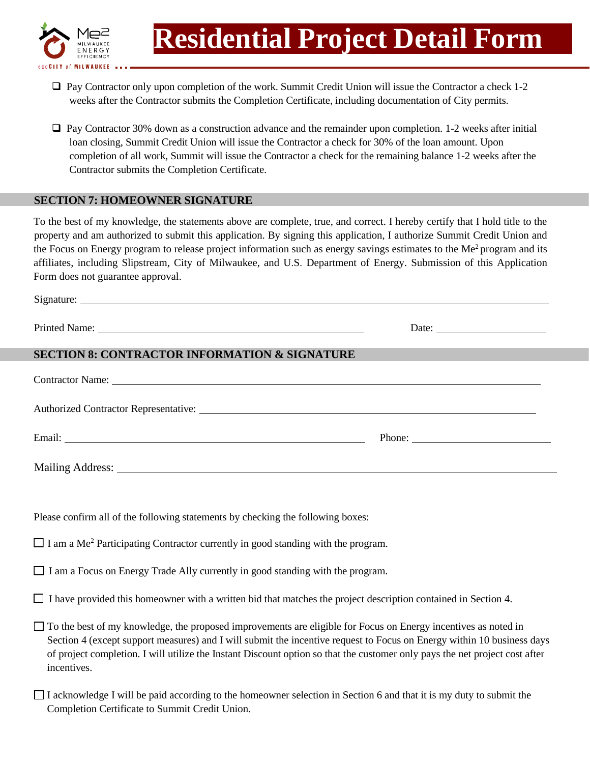# Residential Project Detail Form

- ☐ Pay Contractor only upon completion of the work. Summit Credit Union will issue the Contractor a check 1-2 weeks after the Contractor submits the Completion Certificate, including documentation of City permits.

- ☐ Pay Contractor 30% down as a construction advance and the remainder upon completion. 1-2 weeks after initial loan closing, Summit Credit Union will issue the Contractor a check for 30% of the loan amount. Upon completion of all work, Summit will issue the Contractor a check for the remaining balance 1-2 weeks after the Contractor submits the Completion Certificate.

## SECTION 7: HOMEOWNER SIGNATURE

To the best of my knowledge, the statements above are complete, true, and correct. I hereby certify that I hold title to the property and am authorized to submit this application. By signing this application, I authorize Summit Credit Union and the Focus on Energy program to release project information such as energy savings estimates to the Me$^2$ program and its affiliates, including Slipstream, City of Milwaukee, and U.S. Department of Energy. Submission of this Application Form does not guarantee approval.

Signature: ______________________________

Printed Name: ______________________________ Date: ______________

## SECTION 8: CONTRACTOR INFORMATION & SIGNATURE

Contractor Name: ______________________________

Authorized Contractor Representative: ______________________________

Email: ______________________________ Phone: ______________

Mailing Address: ______________________________

Please confirm all of the following statements by checking the following boxes:

☐ I am a Me$^2$ Participating Contractor currently in good standing with the program.

☐ I am a Focus on Energy Trade Ally currently in good standing with the program.

☐ I have provided this homeowner with a written bid that matches the project description contained in Section 4.

☐ To the best of my knowledge, the proposed improvements are eligible for Focus on Energy incentives as noted in Section 4 (except support measures) and I will submit the incentive request to Focus on Energy within 10 business days of project completion. I will utilize the Instant Discount option so that the customer only pays the net project cost after incentives.

☐ I acknowledge I will be paid according to the homeowner selection in Section 6 and that it is my duty to submit the Completion Certificate to Summit Credit Union.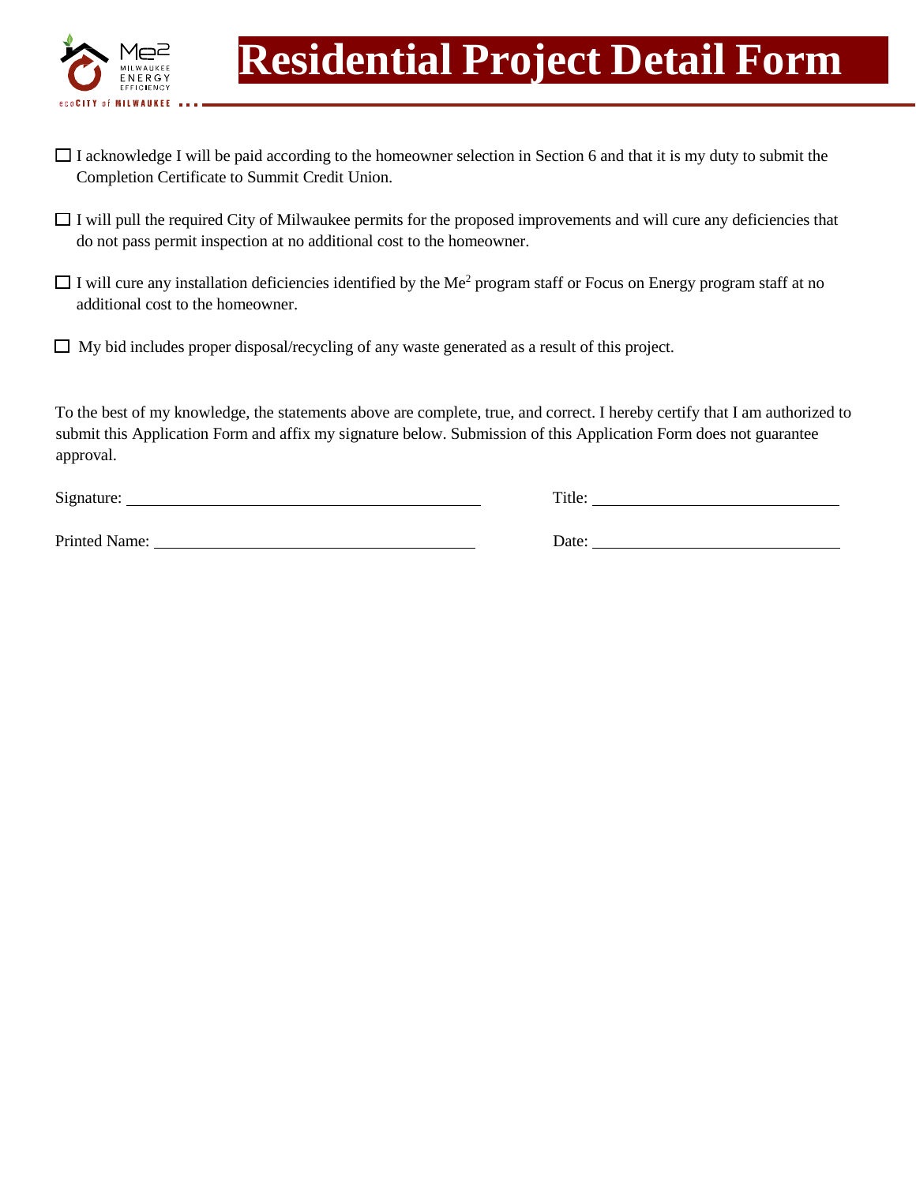# Residential Project Detail Form

☐ I acknowledge I will be paid according to the homeowner selection in Section 6 and that it is my duty to submit the Completion Certificate to Summit Credit Union.

☐ I will pull the required City of Milwaukee permits for the proposed improvements and will cure any deficiencies that do not pass permit inspection at no additional cost to the homeowner.

☐ I will cure any installation deficiencies identified by the Me$^2$ program staff or Focus on Energy program staff at no additional cost to the homeowner.

☐ My bid includes proper disposal/recycling of any waste generated as a result of this project.

To the best of my knowledge, the statements above are complete, true, and correct. I hereby certify that I am authorized to submit this Application Form and affix my signature below. Submission of this Application Form does not guarantee approval.

Signature: ______________________________ Title: ______________________

Printed Name: ___________________________ Date: ______________________